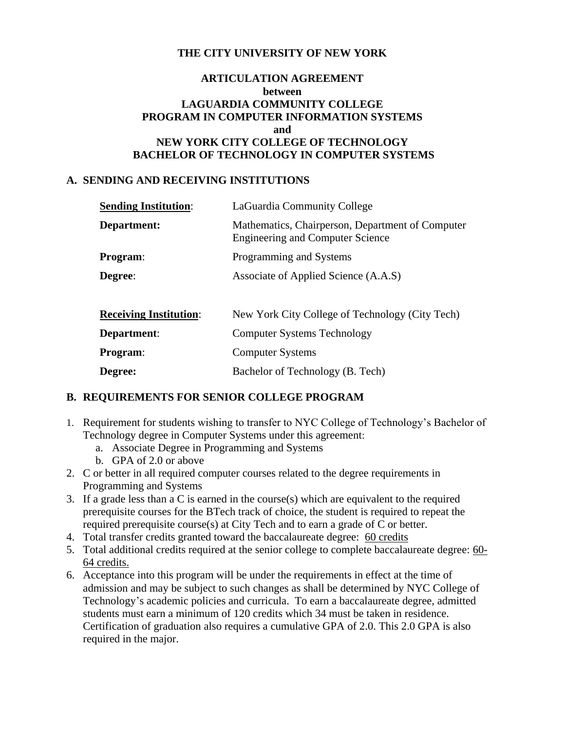**THE CITY UNIVERSITY OF NEW YORK**

**ARTICULATION AGREEMENT**
**between**
**LAGUARDIA COMMUNITY COLLEGE**
**PROGRAM IN COMPUTER INFORMATION SYSTEMS**
**and**
**NEW YORK CITY COLLEGE OF TECHNOLOGY**
**BACHELOR OF TECHNOLOGY IN COMPUTER SYSTEMS**

## A. SENDING AND RECEIVING INSTITUTIONS

| | |
|---|---|
| **Sending Institution**: | LaGuardia Community College |
| **Department:** | Mathematics, Chairperson, Department of Computer Engineering and Computer Science |
| **Program**: | Programming and Systems |
| **Degree**: | Associate of Applied Science (A.A.S) |
| | |
| **Receiving Institution**: | New York City College of Technology (City Tech) |
| **Department**: | Computer Systems Technology |
| **Program**: | Computer Systems |
| **Degree:** | Bachelor of Technology (B. Tech) |

## B. REQUIREMENTS FOR SENIOR COLLEGE PROGRAM

1. Requirement for students wishing to transfer to NYC College of Technology's Bachelor of Technology degree in Computer Systems under this agreement:
   a. Associate Degree in Programming and Systems
   b. GPA of 2.0 or above
2. C or better in all required computer courses related to the degree requirements in Programming and Systems
3. If a grade less than a C is earned in the course(s) which are equivalent to the required prerequisite courses for the BTech track of choice, the student is required to repeat the required prerequisite course(s) at City Tech and to earn a grade of C or better.
4. Total transfer credits granted toward the baccalaureate degree: <u>60 credits</u>
5. Total additional credits required at the senior college to complete baccalaureate degree: <u>60-64 credits.</u>
6. Acceptance into this program will be under the requirements in effect at the time of admission and may be subject to such changes as shall be determined by NYC College of Technology's academic policies and curricula. To earn a baccalaureate degree, admitted students must earn a minimum of 120 credits which 34 must be taken in residence. Certification of graduation also requires a cumulative GPA of 2.0. This 2.0 GPA is also required in the major.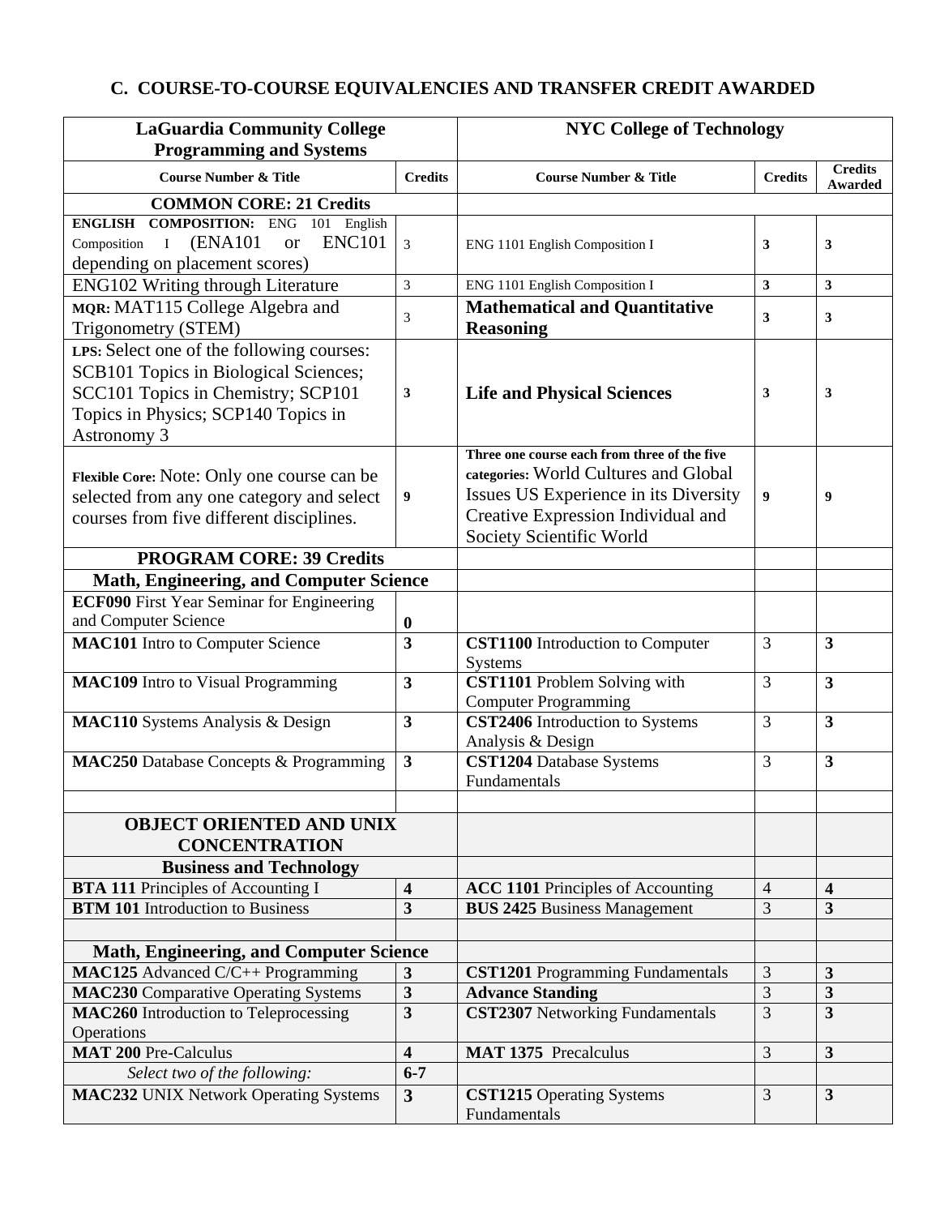## C. COURSE-TO-COURSE EQUIVALENCIES AND TRANSFER CREDIT AWARDED

| LaGuardia Community College Programming and Systems | | NYC College of Technology | | |
|---|---|---|---|---|
| **Course Number & Title** | **Credits** | **Course Number & Title** | **Credits** | **Credits Awarded** |
| **COMMON CORE: 21 Credits** | | | | |
| **ENGLISH COMPOSITION:** ENG 101 English Composition I (ENA101 or ENC101 depending on placement scores) | 3 | ENG 1101 English Composition I | **3** | **3** |
| ENG102 Writing through Literature | 3 | ENG 1101 English Composition I | **3** | **3** |
| **MQR:** MAT115 College Algebra and Trigonometry (STEM) | 3 | **Mathematical and Quantitative Reasoning** | **3** | **3** |
| **LPS:** Select one of the following courses: SCB101 Topics in Biological Sciences; SCC101 Topics in Chemistry; SCP101 Topics in Physics; SCP140 Topics in Astronomy 3 | **3** | **Life and Physical Sciences** | **3** | **3** |
| **Flexible Core:** Note: Only one course can be selected from any one category and select courses from five different disciplines. | **9** | **Three one course each from three of the five categories:** World Cultures and Global Issues US Experience in its Diversity Creative Expression Individual and Society Scientific World | **9** | **9** |
| **PROGRAM CORE: 39 Credits** | | | | |
| **Math, Engineering, and Computer Science** | | | | |
| **ECF090** First Year Seminar for Engineering and Computer Science | **0** | | | |
| **MAC101** Intro to Computer Science | **3** | **CST1100** Introduction to Computer Systems | 3 | **3** |
| **MAC109** Intro to Visual Programming | **3** | **CST1101** Problem Solving with Computer Programming | 3 | **3** |
| **MAC110** Systems Analysis & Design | **3** | **CST2406** Introduction to Systems Analysis & Design | 3 | **3** |
| **MAC250** Database Concepts & Programming | **3** | **CST1204** Database Systems Fundamentals | 3 | **3** |
| | | | | |
| **OBJECT ORIENTED AND UNIX CONCENTRATION** | | | | |
| **Business and Technology** | | | | |
| **BTA 111** Principles of Accounting I | **4** | **ACC 1101** Principles of Accounting | 4 | **4** |
| **BTM 101** Introduction to Business | **3** | **BUS 2425** Business Management | 3 | **3** |
| | | | | |
| **Math, Engineering, and Computer Science** | | | | |
| **MAC125** Advanced C/C++ Programming | **3** | **CST1201** Programming Fundamentals | 3 | **3** |
| **MAC230** Comparative Operating Systems | **3** | **Advance Standing** | 3 | **3** |
| **MAC260** Introduction to Teleprocessing Operations | **3** | **CST2307** Networking Fundamentals | 3 | **3** |
| **MAT 200** Pre-Calculus | **4** | **MAT 1375** Precalculus | 3 | **3** |
| *Select two of the following:* | **6-7** | | | |
| **MAC232** UNIX Network Operating Systems | **3** | **CST1215** Operating Systems Fundamentals | 3 | **3** |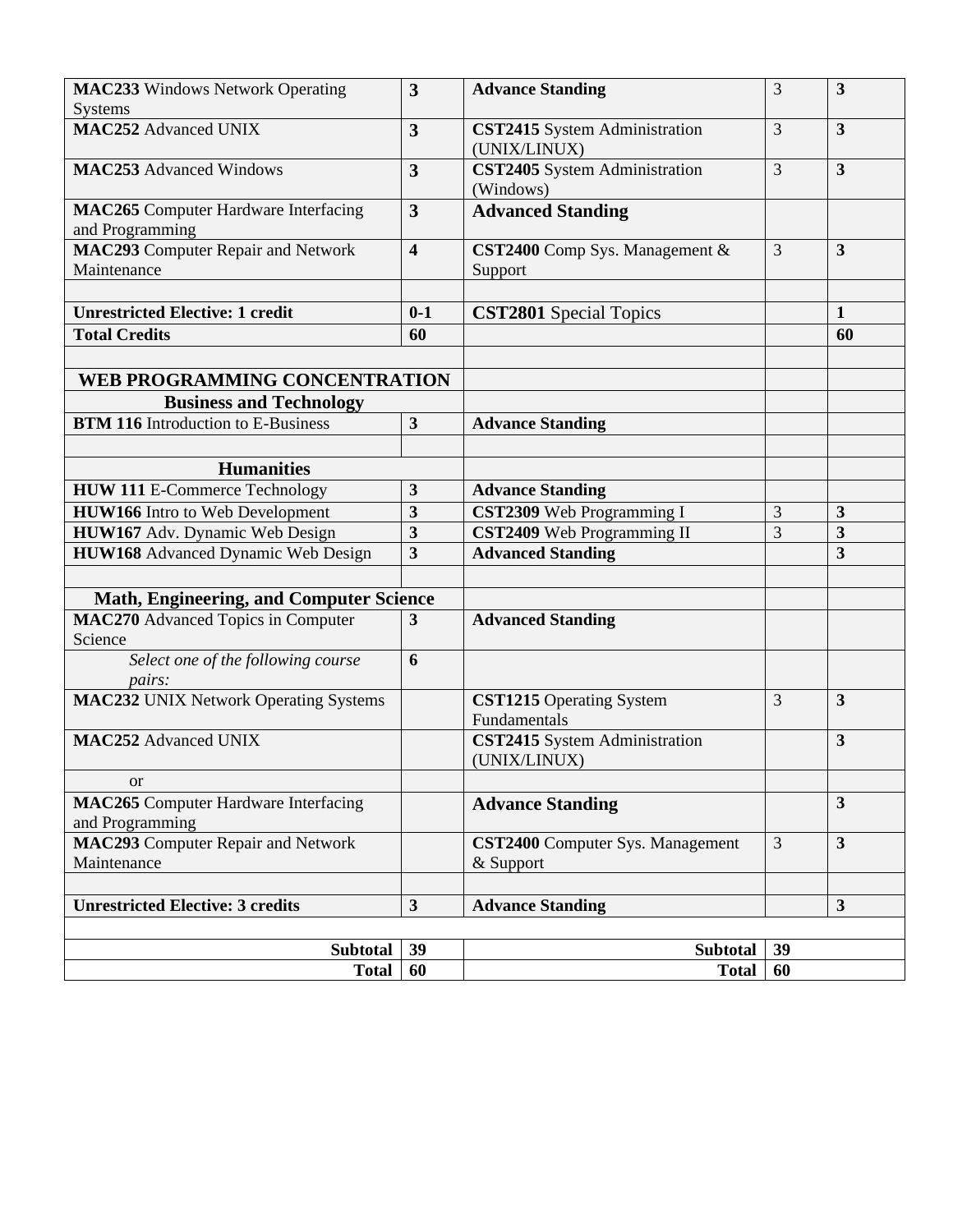| | | | | |
|---|---|---|---|---|
| **MAC233** Windows Network Operating Systems | **3** | **Advance Standing** | 3 | **3** |
| **MAC252** Advanced UNIX | **3** | **CST2415** System Administration (UNIX/LINUX) | 3 | **3** |
| **MAC253** Advanced Windows | **3** | **CST2405** System Administration (Windows) | 3 | **3** |
| **MAC265** Computer Hardware Interfacing and Programming | **3** | **Advanced Standing** | | |
| **MAC293** Computer Repair and Network Maintenance | **4** | **CST2400** Comp Sys. Management & Support | 3 | **3** |
| | | | | |
| **Unrestricted Elective: 1 credit** | **0-1** | **CST2801** Special Topics | | **1** |
| **Total Credits** | **60** | | | **60** |
| | | | | |
| **WEB PROGRAMMING CONCENTRATION** | | | | |
| **Business and Technology** | | | | |
| **BTM 116** Introduction to E-Business | **3** | **Advance Standing** | | |
| | | | | |
| **Humanities** | | | | |
| **HUW 111** E-Commerce Technology | **3** | **Advance Standing** | | |
| **HUW166** Intro to Web Development | **3** | **CST2309** Web Programming I | 3 | **3** |
| **HUW167** Adv. Dynamic Web Design | **3** | **CST2409** Web Programming II | 3 | **3** |
| **HUW168** Advanced Dynamic Web Design | **3** | **Advanced Standing** | | **3** |
| | | | | |
| **Math, Engineering, and Computer Science** | | | | |
| **MAC270** Advanced Topics in Computer Science | **3** | **Advanced Standing** | | |
| *Select one of the following course pairs:* | **6** | | | |
| **MAC232** UNIX Network Operating Systems | | **CST1215** Operating System Fundamentals | 3 | **3** |
| **MAC252** Advanced UNIX | | **CST2415** System Administration (UNIX/LINUX) | | **3** |
| or | | | | |
| **MAC265** Computer Hardware Interfacing and Programming | | **Advance Standing** | | **3** |
| **MAC293** Computer Repair and Network Maintenance | | **CST2400** Computer Sys. Management & Support | 3 | **3** |
| | | | | |
| **Unrestricted Elective: 3 credits** | **3** | **Advance Standing** | | **3** |
| | | | | |
| **Subtotal** | **39** | **Subtotal** | **39** | |
| **Total** | **60** | **Total** | **60** | |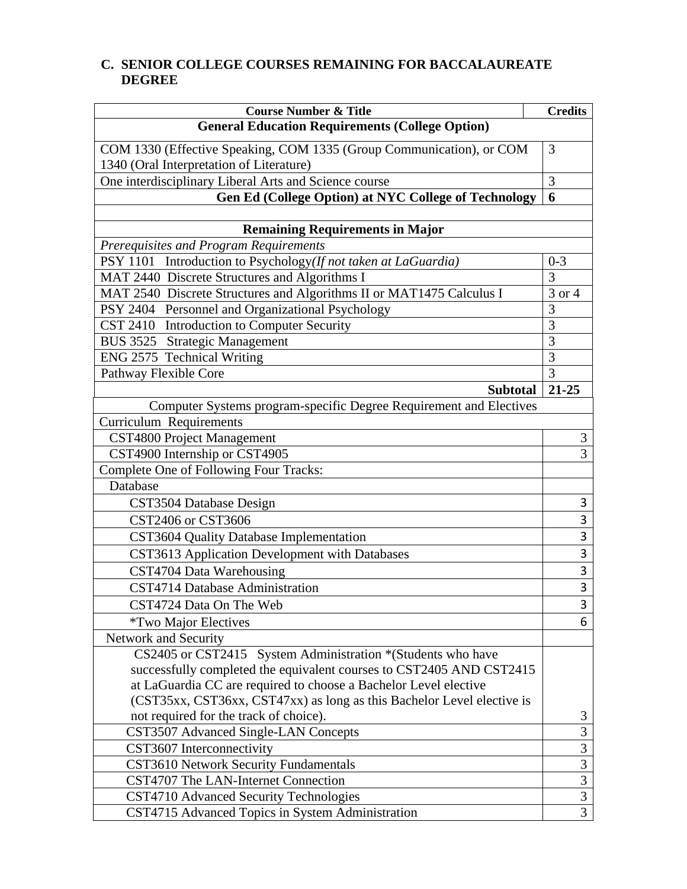## C. SENIOR COLLEGE COURSES REMAINING FOR BACCALAUREATE DEGREE

| Course Number & Title | Credits |
|---|---|
| **General Education Requirements (College Option)** | |
| COM 1330 (Effective Speaking, COM 1335 (Group Communication), or COM 1340 (Oral Interpretation of Literature) | 3 |
| One interdisciplinary Liberal Arts and Science course | 3 |
| **Gen Ed (College Option) at NYC College of Technology** | **6** |
| | |
| **Remaining Requirements in Major** | |
| *Prerequisites and Program Requirements* | |
| PSY 1101 Introduction to Psychology*(If not taken at LaGuardia)* | 0-3 |
| MAT 2440 Discrete Structures and Algorithms I | 3 |
| MAT 2540 Discrete Structures and Algorithms II or MAT1475 Calculus I | 3 or 4 |
| PSY 2404 Personnel and Organizational Psychology | 3 |
| CST 2410 Introduction to Computer Security | 3 |
| BUS 3525 Strategic Management | 3 |
| ENG 2575 Technical Writing | 3 |
| Pathway Flexible Core | 3 |
| **Subtotal** | **21-25** |
| Computer Systems program-specific Degree Requirement and Electives | |
| Curriculum Requirements | |
| CST4800 Project Management | 3 |
| CST4900 Internship or CST4905 | 3 |
| Complete One of Following Four Tracks: | |
| Database | |
| CST3504 Database Design | 3 |
| CST2406 or CST3606 | 3 |
| CST3604 Quality Database Implementation | 3 |
| CST3613 Application Development with Databases | 3 |
| CST4704 Data Warehousing | 3 |
| CST4714 Database Administration | 3 |
| CST4724 Data On The Web | 3 |
| *Two Major Electives | 6 |
| Network and Security | |
| CS2405 or CST2415 System Administration *(Students who have successfully completed the equivalent courses to CST2405 AND CST2415 at LaGuardia CC are required to choose a Bachelor Level elective (CST35xx, CST36xx, CST47xx) as long as this Bachelor Level elective is not required for the track of choice). | 3 |
| CST3507 Advanced Single-LAN Concepts | 3 |
| CST3607 Interconnectivity | 3 |
| CST3610 Network Security Fundamentals | 3 |
| CST4707 The LAN-Internet Connection | 3 |
| CST4710 Advanced Security Technologies | 3 |
| CST4715 Advanced Topics in System Administration | 3 |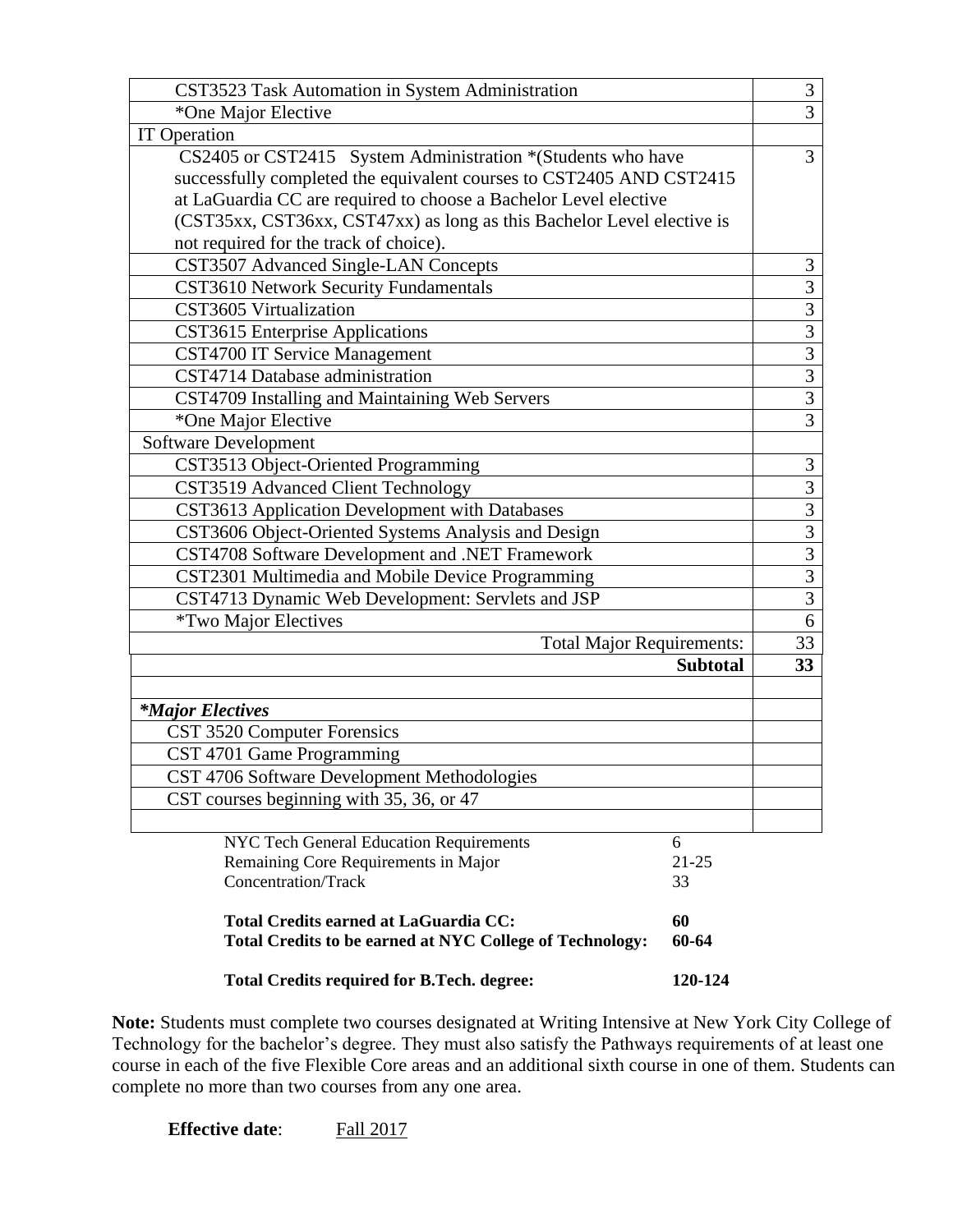| | |
|---|---|
| CST3523 Task Automation in System Administration | 3 |
| *One Major Elective | 3 |
| IT Operation | |
| CS2405 or CST2415 System Administration *(Students who have successfully completed the equivalent courses to CST2405 AND CST2415 at LaGuardia CC are required to choose a Bachelor Level elective (CST35xx, CST36xx, CST47xx) as long as this Bachelor Level elective is not required for the track of choice). | 3 |
| CST3507 Advanced Single-LAN Concepts | 3 |
| CST3610 Network Security Fundamentals | 3 |
| CST3605 Virtualization | 3 |
| CST3615 Enterprise Applications | 3 |
| CST4700 IT Service Management | 3 |
| CST4714 Database administration | 3 |
| CST4709 Installing and Maintaining Web Servers | 3 |
| *One Major Elective | 3 |
| Software Development | |
| CST3513 Object-Oriented Programming | 3 |
| CST3519 Advanced Client Technology | 3 |
| CST3613 Application Development with Databases | 3 |
| CST3606 Object-Oriented Systems Analysis and Design | 3 |
| CST4708 Software Development and .NET Framework | 3 |
| CST2301 Multimedia and Mobile Device Programming | 3 |
| CST4713 Dynamic Web Development: Servlets and JSP | 3 |
| *Two Major Electives | 6 |
| Total Major Requirements: | 33 |
| **Subtotal** | **33** |
| | |
| ***Major Electives*** | |
| CST 3520 Computer Forensics | |
| CST 4701 Game Programming | |
| CST 4706 Software Development Methodologies | |
| CST courses beginning with 35, 36, or 47 | |
| | |

| | |
|---|---|
| NYC Tech General Education Requirements | 6 |
| Remaining Core Requirements in Major | 21-25 |
| Concentration/Track | 33 |
| | |
| **Total Credits earned at LaGuardia CC:** | **60** |
| **Total Credits to be earned at NYC College of Technology:** | **60-64** |
| | |
| **Total Credits required for B.Tech. degree:** | **120-124** |

**Note:** Students must complete two courses designated at Writing Intensive at New York City College of Technology for the bachelor's degree. They must also satisfy the Pathways requirements of at least one course in each of the five Flexible Core areas and an additional sixth course in one of them. Students can complete no more than two courses from any one area.

**Effective date**: Fall 2017